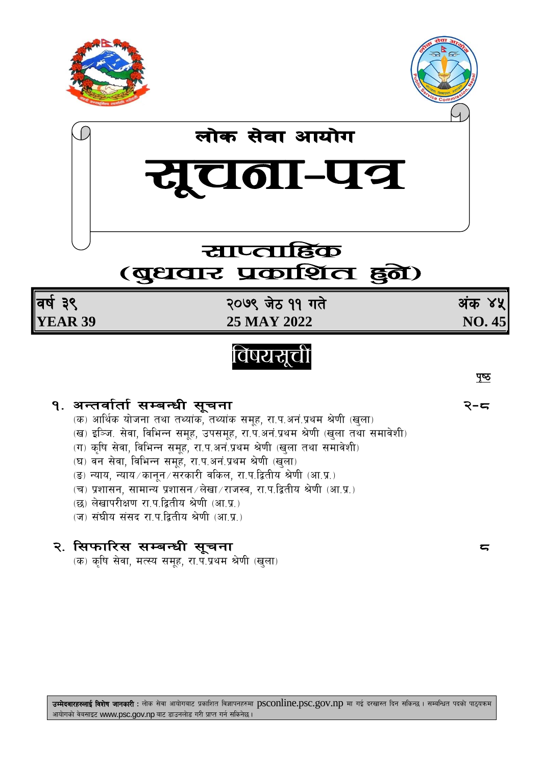# लोक सेवा आयोग

# सूचना-पत्र

## साप्ताहिक
## (बुधवार प्रकाशित हुने)

| वर्ष ३९ | २०७९ जेठ ११ गते | अंक ४५ |
|---|---|---|
| **YEAR 39** | **25 MAY 2022** | **NO. 45** |

## विषयसूची

पृष्ठ

**१. अन्तर्वार्ता सम्बन्धी सूचना** — २-८

(क) आर्थिक योजना तथा तथ्यांक, तथ्यांक समूह, रा.प.अनं.प्रथम श्रेणी (खुला)
(ख) इन्जि. सेवा, विभिन्न समूह, उपसमूह, रा.प.अनं.प्रथम श्रेणी (खुला तथा समावेशी)
(ग) कृषि सेवा, विभिन्न समूह, रा.प.अनं.प्रथम श्रेणी (खुला तथा समावेशी)
(घ) वन सेवा, विभिन्न समूह, रा.प.अनं.प्रथम श्रेणी (खुला)
(ङ) न्याय, न्याय/कानून/सरकारी वकिल, रा.प.द्वितीय श्रेणी (आ.प्र.)
(च) प्रशासन, सामान्य प्रशासन/लेखा/राजस्व, रा.प.द्वितीय श्रेणी (आ.प्र.)
(छ) लेखापरीक्षण रा.प.द्वितीय श्रेणी (आ.प्र.)
(ज) संघीय संसद रा.प.द्वितीय श्रेणी (आ.प्र.)

**२. सिफारिस सम्बन्धी सूचना** — ८

(क) कृषि सेवा, मत्स्य समूह, रा.प.प्रथम श्रेणी (खुला)

**उम्मेदवारहरूलाई विशेष जानकारी :** लोक सेवा आयोगबाट प्रकाशित विज्ञापनहरुमा psconline.psc.gov.np मा गई दरखास्त दिन सकिन्छ । सम्बन्धित पदको पाठ्यक्रम आयोगको वेबसाइट www.psc.gov.np बाट डाउनलोड गरी प्राप्त गर्न सकिनेछ ।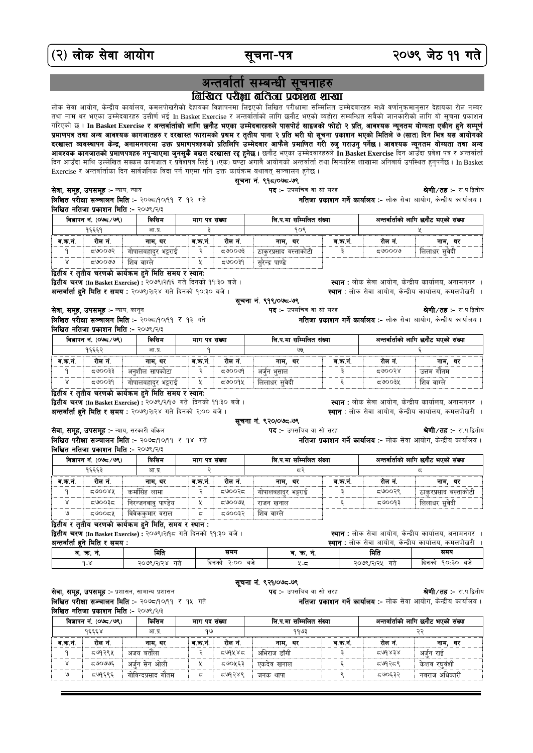# अन्तर्वार्ता सम्बन्धी सूचनाहरु

## लिखित परीक्षा नतिजा प्रकाशन शाखा

लोक सेवा आयोग, केन्द्रीय कार्यालय, कमलपोखरीको देहायका विज्ञापनमा लिइएको लिखित परीक्षामा सम्मिलित उम्मेदवारहरु मध्ये वर्णानुक्रमानुसार देहायका रोल नम्बर तथा नाम थर भएका उम्मेदवारहरु उत्तीर्ण भई In Basket Exercise र अन्तर्वार्ताको लागि छनौट भएको व्यहोरा सम्बन्धित सबैको जानकारीको लागि यो सूचना प्रकाशन गरिएको छ । **In Basket Exercise र अन्तर्वार्ताको लागि छनौट भएका उम्मेदवारहरुले पासपोर्ट साइजको फोटो २ प्रति, आवश्यक न्यूनतम योग्यता एकीन हुने सम्पूर्ण प्रमाणपत्र तथा अन्य आवश्यक कागजातहरु र दरखास्त फारामको प्रथम र तृतीय पाना २ प्रति भरी यो सूचना प्रकाशन भएको मितिले ७ (सात) दिन भित्र यस आयोगको दरखास्त व्यवस्थापन केन्द्र, अनामनगरमा उक्त प्रमाणपत्रहरुको प्रतिलिपि उम्मेदवार आफैले प्रमाणित गरी रुजु गराउनु पर्नेछ । आवश्यक न्यूनतम योग्यता तथा अन्य आवश्यक कागजातको प्रमाणपत्रहरु नपुऱ्याएमा जुनसुकै बखत दरखास्त रद्द हुनेछ ।** छनौट भएका उम्मेदवारहरुले **In Basket Exercise** दिन आउँदा प्रवेश पत्र र अन्तर्वार्ता दिन आउँदा माथि उल्लेखित सक्कल कागजात र प्रवेशपत्र लिई १ (एक) घण्टा अगावै आयोगको अन्तर्वार्ता तथा सिफारिस शाखामा अनिवार्य उपस्थित हुनुपर्नेछ । In Basket Exercise र अन्तर्वार्ताका दिन सार्वजनिक बिदा पर्न गएमा पनि उक्त कार्यक्रम यथावत् सञ्चालन हुनेछ ।

### सूचना नं. ९१८/०७८-७९

**सेवा, समूह, उपसमूह :-** न्याय, न्याय | **पद :-** उपसचिव वा सो सरह | **श्रेणी/तह :-** रा.प.द्वितीय

**लिखित परीक्षा सञ्चालन मिति :-** २०७८/१०/११ र १२ गते | **नतिजा प्रकाशन गर्ने कार्यालय :-** लोक सेवा आयोग, केन्द्रीय कार्यालय ।

**लिखित नतिजा प्रकाशन मिति :-** २०७९/२/३

| विज्ञापन नं. (०७८/७९) | किसिम | माग पद संख्या | लि.प.मा सम्मिलित संख्या | अन्तर्वार्ताको लागि छनौट भएको संख्या |
|---|---|---|---|---|
| १६६६१ | आ.प्र. | ३ | १०९ | ५ |

| ब.क्र.नं. | रोल नं. | नाम, थर | ब.क्र.नं. | रोल नं. | नाम, थर | ब.क्र.नं. | रोल नं. | नाम, थर |
|---|---|---|---|---|---|---|---|---|
| १ | ८७००७२ | गोपालबहादुर भट्टराई | २ | ८७००७३ | ठाकुरप्रसाद बस्ताकोटी | ३ | ८७०००७ | लिलाधर सुवेदी |
| ४ | ८७००७७ | शिव बाग्ले | ५ | ८७००३१ | सुरेन्द्र पाण्डे | | | |

**द्वितीय र तृतीय चरणको कार्यक्रम हुने मिति समय र स्थान:**

**द्वितीय चरण (In Basket Exercise) :** २०७९।२।१६ गते दिनको ११:३० बजे । **स्थान :** लोक सेवा आयोग, केन्द्रीय कार्यालय, अनामनगर ।

**अन्तर्वार्ता हुने मिति र समय :** २०७९।२।२४ गते दिनको १०:३० बजे । **स्थान** : लोक सेवा आयोग, केन्द्रीय कार्यालय, कमलपोखरी ।

### सूचना नं. ९१९/०७८-७९

**सेवा, समूह, उपसमूह :-** न्याय, कानून | **पद :-** उपसचिव वा सो सरह | **श्रेणी/तह :-** रा.प.द्वितीय

**लिखित परीक्षा सञ्चालन मिति :-** २०७८/१०/११ र १३ गते | **नतिजा प्रकाशन गर्ने कार्यालय :-** लोक सेवा आयोग, केन्द्रीय कार्यालय ।

**लिखित नतिजा प्रकाशन मिति :-** २०७९/२/३

| विज्ञापन नं. (०७८/७९) | किसिम | माग पद संख्या | लि.प.मा सम्मिलित संख्या | अन्तर्वार्ताको लागि छनौट भएको संख्या |
|---|---|---|---|---|
| १६६६२ | आ.प्र. | १ | ७५ | ६ |

| ब.क्र.नं. | रोल नं. | नाम, थर | ब.क्र.नं. | रोल नं. | नाम, थर | ब.क्र.नं. | रोल नं. | नाम, थर |
|---|---|---|---|---|---|---|---|---|
| १ | ८७००३३ | अनुशील सापकोटा | २ | ८७०००१ | अर्जुन भुसाल | ३ | ८७००२४ | उत्तम गौतम |
| ४ | ८७००३१ | गोपालबहादुर भट्टराई | ५ | ८७००१५ | लिलाधर सुवेदी | ६ | ८७००३५ | शिव बाग्ले |

**द्वितीय र तृतीय चरणको कार्यक्रम हुने मिति समय र स्थान:**

**द्वितीय चरण (In Basket Exercise) :** २०७९/२/१७ गते दिनको ११:३० बजे । **स्थान :** लोक सेवा आयोग, केन्द्रीय कार्यालय, अनामनगर ।

**अन्तर्वार्ता हुने मिति र समय :** २०७९।२।२४ गते दिनको २:०० बजे । **स्थान** : लोक सेवा आयोग, केन्द्रीय कार्यालय, कमलपोखरी ।

### सूचना नं. ९२०/०७८-७९

**सेवा, समूह, उपसमूह :-** न्याय, सरकारी वकिल | **पद :-** उपसचिव वा सो सरह | **श्रेणी/तह :-** रा.प.द्वितीय

**लिखित परीक्षा सञ्चालन मिति :-** २०७८/१०/११ र १४ गते | **नतिजा प्रकाशन गर्ने कार्यालय :-** लोक सेवा आयोग, केन्द्रीय कार्यालय ।

**लिखित नतिजा प्रकाशन मिति :-** २०७९/२/३

| विज्ञापन नं. (०७८/७९) | किसिम | माग पद संख्या | लि.प.मा सम्मिलित संख्या | अन्तर्वार्ताको लागि छनौट भएको संख्या |
|---|---|---|---|---|
| १६६६३ | आ.प्र. | २ | ८२ | ८ |

| ब.क्र.नं. | रोल नं. | नाम, थर | ब.क्र.नं. | रोल नं. | नाम, थर | ब.क्र.नं. | रोल नं. | नाम, थर |
|---|---|---|---|---|---|---|---|---|
| १ | ८७००४५ | कर्मसिंह लामा | २ | ८७००२८ | गोपालबहादुर भट्टराई | ३ | ८७००२९ | ठाकुरप्रसाद बस्ताकोटी |
| ४ | ८७००३८ | निरञ्जनबाबु पाण्डेय | ५ | ८७००७५ | राजन खनाल | ६ | ८७००१३ | लिलाधर सुवेदी |
| ७ | ८७००८५ | विवेककुमार वराल | ८ | ८७००३२ | शिव बाग्ले | | | |

**द्वितीय र तृतीय चरणको कार्यक्रम हुने मिति, समय र स्थान :**

**द्वितीय चरण (In Basket Exercise) :** २०७९।२।१८ गते दिनको ११:३० बजे । **स्थान :** लोक सेवा आयोग, केन्द्रीय कार्यालय, अनामनगर ।

**अन्तर्वार्ता हुने मिति र समय :** **स्थान :** लोक सेवा आयोग, केन्द्रीय कार्यालय, कमलपोखरी ।

| ब. क्र. नं. | मिति | समय | ब. क्र. नं. | मिति | समय |
|---|---|---|---|---|---|
| १-४ | २०७९/२/२४ गते | दिनको २:०० बजे | ५-८ | २०७९/२/२५ गते | दिनको १०:३० बजे |

### सूचना नं. ९२१/०७८-७९

**सेवा, समूह, उपसमूह :-** प्रशासन, सामान्य प्रशासन | **पद :-** उपसचिव वा सो सरह | **श्रेणी/तह :-** रा.प.द्वितीय

**लिखित परीक्षा सञ्चालन मिति :-** २०७८/१०/११ र १५ गते | **नतिजा प्रकाशन गर्ने कार्यालय :-** लोक सेवा आयोग, केन्द्रीय कार्यालय ।

**लिखित नतिजा प्रकाशन मिति :-** २०७९/२/३

| विज्ञापन नं. (०७८/७९) | किसिम | माग पद संख्या | लि.प.मा सम्मिलित संख्या | अन्तर्वार्ताको लागि छनौट भएको संख्या |
|---|---|---|---|---|
| १६६६४ | आ.प्र. | १७ | ११७३ | २२ |

| ब.क्र.नं. | रोल नं. | नाम, थर | ब.क्र.नं. | रोल नं. | नाम, थर | ब.क्र.नं. | रोल नं. | नाम, थर |
|---|---|---|---|---|---|---|---|---|
| १ | ८७१२९५ | अजय बर्तौला | २ | ८७१५४८ | अभिराज डाँगी | ३ | ८७१४३४ | अर्जुन राई |
| ४ | ८७०७७६ | अर्जुन सेन ओली | ५ | ८७०५६३ | एकदेव खनाल | ६ | ८७१२८९ | केशव रघुवंशी |
| ७ | ८७१६९६ | गोविन्दप्रसाद गौतम | ८ | ८७१२४९ | जनक थापा | ९ | ८७०६३२ | नवराज अधिकारी |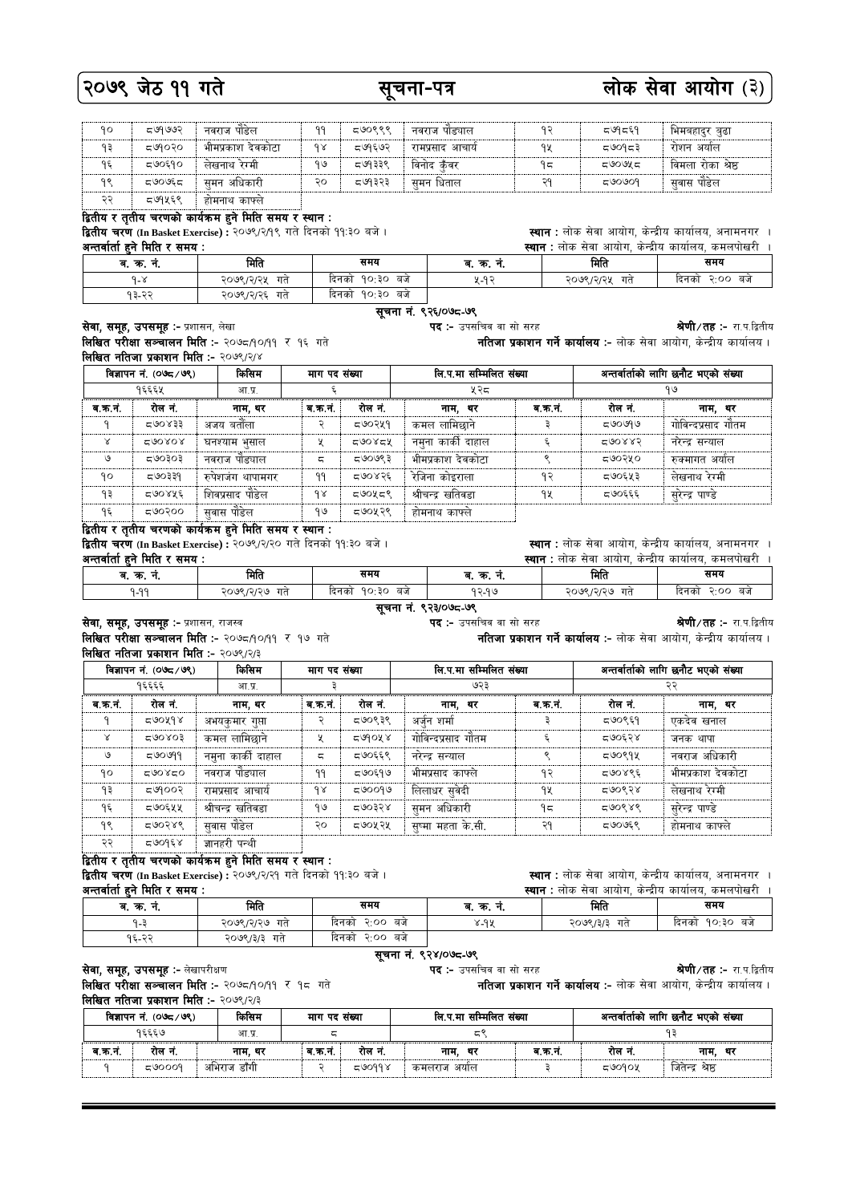| १० | ८७१७७२ | नवराज पौडेल | ११ | ८७०९९९ | नवराज पौडयाल | १२ | ८७१८६१ | भिमबहादुर बुढा |
|---|---|---|---|---|---|---|---|---|
| १३ | ८७१०२० | भीमप्रकाश देवकोटा | १४ | ८७१६७२ | रामप्रसाद आचार्य | १५ | ८७०१८३ | रोशन अर्याल |
| १६ | ८७०६१० | लेखनाथ रेग्मी | १७ | ८७१३३९ | विनोद कुँवर | १८ | ८७०७५८ | विमला रोका श्रेष्ठ |
| १९ | ८७०७६८ | सुमन अधिकारी | २० | ८७१३२३ | सुमन घिताल | २१ | ८७०७०१ | सुवास पौडेल |
| २२ | ८७१५६९ | होमनाथ काफ्ले | | | | | | |

**द्वितीय र तृतीय चरणको कार्यक्रम हुने मिति समय र स्थान :**

**द्वितीय चरण (In Basket Exercise) :** २०७९/२/१९ गते दिनको ११:३० बजे । **स्थान :** लोक सेवा आयोग, केन्द्रीय कार्यालय, अनामनगर ।

**अन्तर्वार्ता हुने मिति र समय :** **स्थान :** लोक सेवा आयोग, केन्द्रीय कार्यालय, कमलपोखरी ।

| ब. क. नं. | मिति | समय | ब. क. नं. | मिति | समय |
|---|---|---|---|---|---|
| १-४ | २०७९/२/२५ गते | दिनको १०:३० बजे | ५-१२ | २०७९/२/२५ गते | दिनको २:०० बजे |
| १३-२२ | २०७९/२/२६ गते | दिनको १०:३० बजे | | | |

## सूचना नं. ९२६/०७८-७९

**सेवा, समूह, उपसमूह :-** प्रशासन, लेखा **पद :-** उपसचिव वा सो सरह **श्रेणी/तह :-** रा.प.द्वितीय

**लिखित परीक्षा सञ्चालन मिति :-** २०७८/१०/११ र १६ गते **नतिजा प्रकाशन गर्ने कार्यालय :-** लोक सेवा आयोग, केन्द्रीय कार्यालय ।

**लिखित नतिजा प्रकाशन मिति :-** २०७९/२/४

| विज्ञापन नं. (०७८/७९) | किसिम | माग पद संख्या | लि.प.मा सम्मिलित संख्या | अन्तर्वार्ताको लागि छनौट भएको संख्या |
|---|---|---|---|---|
| १६६६५ | आ.प्र. | ६ | ५२८ | १७ |

| ब.क.नं. | रोल नं. | नाम, थर | ब.क.नं. | रोल नं. | नाम, थर | ब.क.नं. | रोल नं. | नाम, थर |
|---|---|---|---|---|---|---|---|---|
| १ | ८७०४३३ | अजय बर्तौला | २ | ८७०२५१ | कमल लामिछाने | ३ | ८७०७१७ | गोविन्दप्रसाद गौतम |
| ४ | ८७०४०४ | घनश्याम भुसाल | ५ | ८७०४८५ | नमुना कार्की दाहाल | ६ | ८७०४४२ | नरेन्द्र सन्याल |
| ७ | ८७०३०३ | नवराज पौडयाल | ८ | ८७००७३ | भीमप्रकाश देवकोटा | ९ | ८७०२५० | रुक्मागत अर्याल |
| १० | ८७०३३१ | रुपेशजंग थापामगर | ११ | ८७०४२६ | रेजिना कोइराला | १२ | ८७०६५३ | लेखनाथ रेग्मी |
| १३ | ८७०४५६ | शिवप्रसाद पौडेल | १४ | ८७०५८९ | श्रीचन्द्र खतिवडा | १५ | ८७०६६६ | सुरेन्द्र पाण्डे |
| १६ | ८७०२०० | सुवास पौडेल | १७ | ८७०५२९ | होमनाथ काफ्ले | | | |

**द्वितीय र तृतीय चरणको कार्यक्रम हुने मिति समय र स्थान :**

**द्वितीय चरण (In Basket Exercise) :** २०७९/२/२० गते दिनको ११:३० बजे । **स्थान :** लोक सेवा आयोग, केन्द्रीय कार्यालय, अनामनगर ।

**अन्तर्वार्ता हुने मिति र समय :** **स्थान :** लोक सेवा आयोग, केन्द्रीय कार्यालय, कमलपोखरी ।

| ब. क. नं. | मिति | समय | ब. क. नं. | मिति | समय |
|---|---|---|---|---|---|
| १-११ | २०७९/२/२७ गते | दिनको १०:३० बजे | १२-१७ | २०७९/२/२७ गते | दिनको २:०० बजे |

## सूचना नं. ९२३/०७८-७९

**सेवा, समूह, उपसमूह :-** प्रशासन, राजस्व **पद :-** उपसचिव वा सो सरह **श्रेणी/तह :-** रा.प.द्वितीय

**लिखित परीक्षा सञ्चालन मिति :-** २०७८/१०/११ र १७ गते **नतिजा प्रकाशन गर्ने कार्यालय :-** लोक सेवा आयोग, केन्द्रीय कार्यालय ।

**लिखित नतिजा प्रकाशन मिति :-** २०७९/२/३

| विज्ञापन नं. (०७८/७९) | किसिम | माग पद संख्या | लि.प.मा सम्मिलित संख्या | अन्तर्वार्ताको लागि छनौट भएको संख्या |
|---|---|---|---|---|
| १६६६६ | आ.प्र. | ३ | ७२३ | २२ |

| ब.क.नं. | रोल नं. | नाम, थर | ब.क.नं. | रोल नं. | नाम, थर | ब.क.नं. | रोल नं. | नाम, थर |
|---|---|---|---|---|---|---|---|---|
| १ | ८७०५१४ | अभयकुमार गुप्ता | २ | ८७०९३९ | अर्जुन शर्मा | ३ | ८७०९६१ | एकदेव खनाल |
| ४ | ८७०४०३ | कमल लामिछाने | ५ | ८७१०५४ | गोविन्दप्रसाद गौतम | ६ | ८७०६२४ | जनक थापा |
| ७ | ८७०७११ | नमुना कार्की दाहाल | ८ | ८७०६६९ | नरेन्द्र सन्याल | ९ | ८७०९१५ | नवराज अधिकारी |
| १० | ८७०४८० | नवराज पौडयाल | ११ | ८७०६१७ | भीमप्रसाद काफ्ले | १२ | ८७०४९६ | भीमप्रकाश देवकोटा |
| १३ | ८७१००२ | रामप्रसाद आचार्य | १४ | ८७००१७ | लिलाधर सुवेदी | १५ | ८७०९२४ | लेखनाथ रेग्मी |
| १६ | ८७०६५५ | श्रीचन्द्र खतिवडा | १७ | ८७०३२४ | सुमन अधिकारी | १८ | ८७०९४९ | सुरेन्द्र पाण्डे |
| १९ | ८७०२४९ | सुवास पौडेल | २० | ८७०५२५ | सुष्मा महता के.सी. | २१ | ८७०७६९ | होमनाथ काफ्ले |
| २२ | ८७०१६४ | ज्ञानहरी पन्थी | | | | | | |

**द्वितीय र तृतीय चरणको कार्यक्रम हुने मिति समय र स्थान :**

**द्वितीय चरण (In Basket Exercise) :** २०७९/२/२१ गते दिनको ११:३० बजे । **स्थान :** लोक सेवा आयोग, केन्द्रीय कार्यालय, अनामनगर ।

**अन्तर्वार्ता हुने मिति र समय :** **स्थान :** लोक सेवा आयोग, केन्द्रीय कार्यालय, कमलपोखरी ।

| ब. क. नं. | मिति | समय | ब. क. नं. | मिति | समय |
|---|---|---|---|---|---|
| १-३ | २०७९/२/२७ गते | दिनको २:०० बजे | ४-१५ | २०७९/३/३ गते | दिनको १०:३० बजे |
| १६-२२ | २०७९/३/३ गते | दिनको २:०० बजे | | | |

## सूचना नं. ९२४/०७८-७९

**सेवा, समूह, उपसमूह :-** लेखापरीक्षण **पद :-** उपसचिव वा सो सरह **श्रेणी/तह :-** रा.प.द्वितीय

**लिखित परीक्षा सञ्चालन मिति :-** २०७८/१०/११ र १८ गते **नतिजा प्रकाशन गर्ने कार्यालय :-** लोक सेवा आयोग, केन्द्रीय कार्यालय ।

**लिखित नतिजा प्रकाशन मिति :-** २०७९/२/३

| विज्ञापन नं. (०७८/७९) | किसिम | माग पद संख्या | लि.प.मा सम्मिलित संख्या | अन्तर्वार्ताको लागि छनौट भएको संख्या |
|---|---|---|---|---|
| १६६६७ | आ.प्र. | ८ | ८९ | १३ |

| ब.क.नं. | रोल नं. | नाम, थर | ब.क.नं. | रोल नं. | नाम, थर | ब.क.नं. | रोल नं. | नाम, थर |
|---|---|---|---|---|---|---|---|---|
| १ | ८७०००१ | अभिराज डाँगी | २ | ८७०११४ | कमलराज अर्याल | ३ | ८७०१०५ | जितेन्द्र श्रेष्ठ |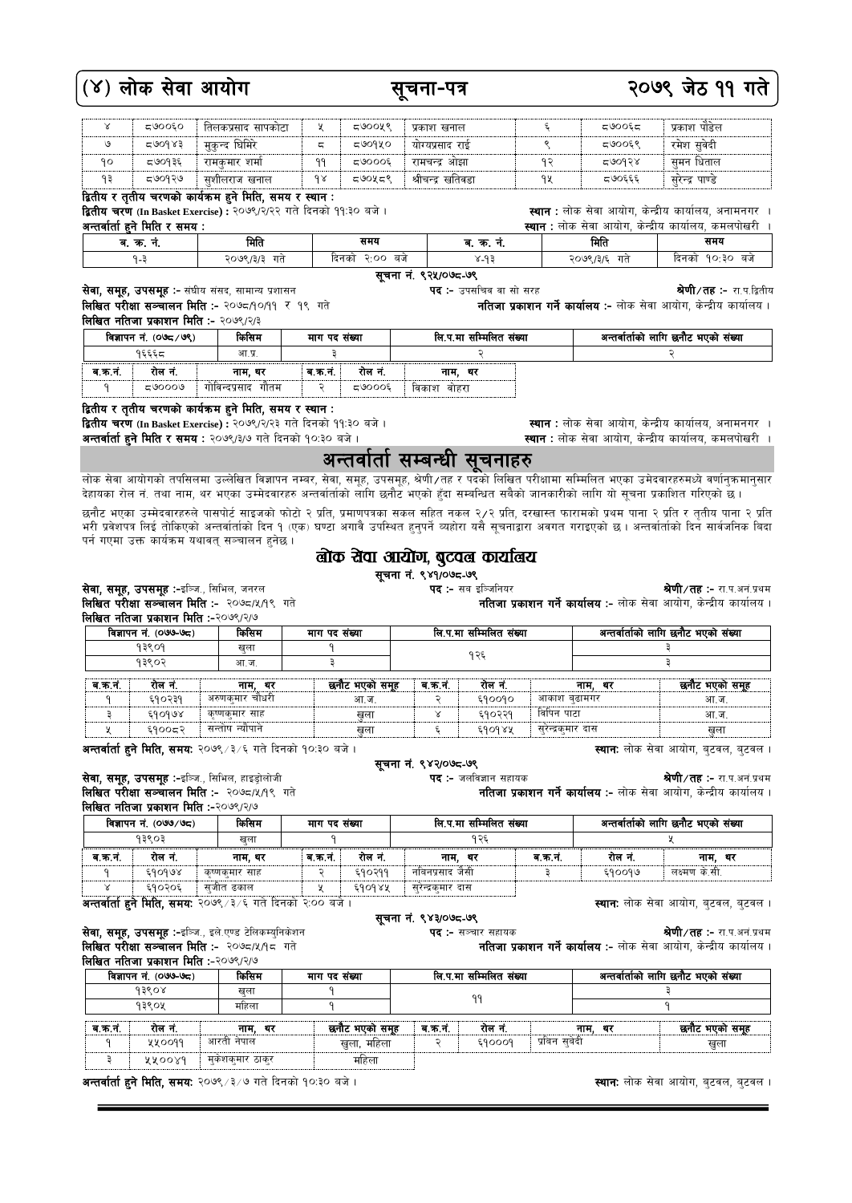| ४ | ८७००६० | तिलकप्रसाद सापकोटा | ५ | ८७००५९ | प्रकाश खनाल | ६ | ८७००६८ | प्रकाश पौडेल |
|---|---|---|---|---|---|---|---|---|
| ७ | ८७०१४३ | मुकुन्द घिमिरे | ८ | ८७०१५० | योगप्रसाद राई | ९ | ८७००६९ | रमेश सुवेदी |
| १० | ८७०१३६ | रामकुमार शर्मा | ११ | ८७०००६ | रामचन्द्र ओझा | १२ | ८७०१२४ | सुमन धिताल |
| १३ | ८७०१२७ | सुशीलराज खनाल | १४ | ८७०५८९ | श्रीचन्द्र खतिवडा | १५ | ८७०६६६ | सुरेन्द्र पाण्डे |

**द्वितीय र तृतीय चरणको कार्यक्रम हुने मिति, समय र स्थान :**

**द्वितीय चरण (In Basket Exercise) :** २०७९/२/२२ गते दिनको ११:३० बजे । **स्थान :** लोक सेवा आयोग, केन्द्रीय कार्यालय, अनामनगर ।

**अन्तर्वार्ता हुने मिति र समय :** **स्थान :** लोक सेवा आयोग, केन्द्रीय कार्यालय, कमलपोखरी ।

| ब. क्र. नं. | मिति | समय | ब. क्र. नं. | मिति | समय |
|---|---|---|---|---|---|
| १-३ | २०७९/३/३ गते | दिनको २:०० बजे | ४-१३ | २०७९/३/६ गते | दिनको १०:३० बजे |

**सूचना नं. ९२५/०७८-७९**

**सेवा, समूह, उपसमूह :-** संघीय संसद, सामान्य प्रशासन | **पद :-** उपसचिव वा सो सरह | **श्रेणी/तह :-** रा.प.द्वितीय

**लिखित परीक्षा सञ्चालन मिति :-** २०७८/१०/११ र १९ गते | **नतिजा प्रकाशन गर्ने कार्यालय :-** लोक सेवा आयोग, केन्द्रीय कार्यालय ।

**लिखित नतिजा प्रकाशन मिति :-** २०७९/२/३

| विज्ञापन नं. (०७८/७९) | किसिम | माग पद संख्या | लि.प.मा सम्मिलित संख्या | अन्तर्वार्ताको लागि छनौट भएको संख्या |
|---|---|---|---|---|
| १६६६८ | आ.प्र. | ३ | २ | २ |

| ब.क्र.नं. | रोल नं. | नाम, थर | ब.क्र.नं. | रोल नं. | नाम, थर |
|---|---|---|---|---|---|
| १ | ८७०००७ | गोविन्दप्रसाद गौतम | २ | ८७०००६ | विकाश बोहरा |

**द्वितीय र तृतीय चरणको कार्यक्रम हुने मिति, समय र स्थान :**

**द्वितीय चरण (In Basket Exercise) :** २०७९/२/२३ गते दिनको ११:३० बजे । **स्थान :** लोक सेवा आयोग, केन्द्रीय कार्यालय, अनामनगर ।

**अन्तर्वार्ता हुने मिति र समय :** २०७९/३/७ गते दिनको १०:३० बजे । **स्थान :** लोक सेवा आयोग, केन्द्रीय कार्यालय, कमलपोखरी ।

# अन्तर्वार्ता सम्बन्धी सूचनाहरु

लोक सेवा आयोगको तपसिलमा उल्लेखित विज्ञापन नम्बर, सेवा, समूह, उपसमूह, श्रेणी/तह र पदको लिखित परीक्षामा सम्मिलित भएका उमेदवारहरुमध्ये वर्णानुक्रमानुसार देहायका रोल नं. तथा नाम, थर भएका उम्मेदवारहरु अन्तर्वार्ताको लागि छनौट भएको हुँदा सम्बन्धित सबैको जानकारीको लागि यो सूचना प्रकाशित गरिएको छ ।

छनौट भएका उम्मेदवारहरुले पासपोर्ट साइजको फोटो २ प्रति, प्रमाणपत्रका सकल सहित नकल २/२ प्रति, दरखास्त फारामको प्रथम पाना २ प्रति र तृतीय पाना २ प्रति भरी प्रवेशपत्र लिई तोकिएको अन्तर्वार्ताको दिन १ (एक) घण्टा अगावै उपस्थित हुनुपर्ने व्यहोरा यसै सूचनाद्वारा अवगत गराइएको छ । अन्तर्वार्ताको दिन सार्वजनिक बिदा पर्न गएमा उक्त कार्यक्रम यथावत् सञ्चालन हुनेछ ।

## लोक सेवा आयोग, बुटवल कार्यालय

**सूचना नं. ९४१/०७८-७९**

**सेवा, समूह, उपसमूह :-** इञ्जि., सिभिल, जनरल | **पद :-** सब इञ्जिनियर | **श्रेणी/तह :-** रा.प.अनं.प्रथम

**लिखित परीक्षा सञ्चालन मिति :-** २०७८/५/१९ गते | **नतिजा प्रकाशन गर्ने कार्यालय :-** लोक सेवा आयोग, केन्द्रीय कार्यालय ।

**लिखित नतिजा प्रकाशन मिति :-** २०७९/२/७

| विज्ञापन नं. (०७७-७८) | किसिम | माग पद संख्या | लि.प.मा सम्मिलित संख्या | अन्तर्वार्ताको लागि छनौट भएको संख्या |
|---|---|---|---|---|
| १३९०१ | खुला | १ | १२६ | ३ |
| १३९०२ | आ.ज. | ३ | | ३ |

| ब.क्र.नं. | रोल नं. | नाम, थर | छनौट भएको समूह | ब.क्र.नं. | रोल नं. | नाम, थर | छनौट भएको समूह |
|---|---|---|---|---|---|---|---|
| १ | ६१०२३१ | अरुणकुमार चौधरी | आ.ज. | २ | ६१००१० | आकाश बुढामगर | आ.ज. |
| ३ | ६१०१७४ | कृष्णकुमार साह | खुला | ४ | ६१०२२१ | विपिन पाठा | आ.ज. |
| ५ | ६१००८२ | सन्तोष न्यौपाने | खुला | ६ | ६१०१४५ | सुरेन्द्रकुमार दास | खुला |

**अन्तर्वार्ता हुने मिति, समय:** २०७९/३/६ गते दिनको १०:३० बजे । **स्थान:** लोक सेवा आयोग, बुटवल, बुटवल ।

**सूचना नं. ९४२/०७८-७९**

**सेवा, समूह, उपसमूह :-** इञ्जि., सिभिल, हाइड्रोलोजी | **पद :-** जलविज्ञान सहायक | **श्रेणी/तह :-** रा.प.अनं.प्रथम

**लिखित परीक्षा सञ्चालन मिति :-** २०७८/५/१९ गते | **नतिजा प्रकाशन गर्ने कार्यालय :-** लोक सेवा आयोग, केन्द्रीय कार्यालय ।

**लिखित नतिजा प्रकाशन मिति :-** २०७९/२/७

| विज्ञापन नं. (०७७-७८) | किसिम | माग पद संख्या | लि.प.मा सम्मिलित संख्या | अन्तर्वार्ताको लागि छनौट भएको संख्या |
|---|---|---|---|---|
| १३९०३ | खुला | १ | १२६ | ५ |

| ब.क्र.नं. | रोल नं. | नाम, थर | ब.क्र.नं. | रोल नं. | नाम, थर | ब.क्र.नं. | रोल नं. | नाम, थर |
|---|---|---|---|---|---|---|---|---|
| १ | ६१०१७४ | कृष्णकुमार साह | २ | ६१०२११ | नविनप्रसाद जैसी | ३ | ६१००१७ | लक्ष्मण के.सी. |
| ४ | ६१०२०६ | सुजीत ढकाल | ५ | ६१०१४५ | सुरेन्द्रकुमार दास | | | |

**अन्तर्वार्ता हुने मिति, समय:** २०७९/३/६ गते दिनको २:०० बजे । **स्थान:** लोक सेवा आयोग, बुटवल, बुटवल ।

**सूचना नं. ९४३/०७८-७९**

**सेवा, समूह, उपसमूह :-** इञ्जि., इले.एण्ड टेलिकम्युनिकेशन | **पद :-** सञ्चार सहायक | **श्रेणी/तह :-** रा.प.अनं.प्रथम

**लिखित परीक्षा सञ्चालन मिति :-** २०७८/५/१८ गते | **नतिजा प्रकाशन गर्ने कार्यालय :-** लोक सेवा आयोग, केन्द्रीय कार्यालय ।

**लिखित नतिजा प्रकाशन मिति :-** २०७९/२/७

| विज्ञापन नं. (०७७-७८) | किसिम | माग पद संख्या | लि.प.मा सम्मिलित संख्या | अन्तर्वार्ताको लागि छनौट भएको संख्या |
|---|---|---|---|---|
| १३९०४ | खुला | १ | ११ | ३ |
| १३९०५ | महिला | १ | | १ |

| ब.क्र.नं. | रोल नं. | नाम, थर | छनौट भएको समूह | ब.क्र.नं. | रोल नं. | नाम, थर | छनौट भएको समूह |
|---|---|---|---|---|---|---|---|
| १ | ५५००११ | आरती नेपाल | खुला, महिला | २ | ६१०००१ | प्रविन सुवेदी | खुला |
| ३ | ५५००४१ | मुकेशकुमार ठाकुर | महिला | | | | |

**अन्तर्वार्ता हुने मिति, समय:** २०७९/३/७ गते दिनको १०:३० बजे । **स्थान:** लोक सेवा आयोग, बुटवल, बुटवल ।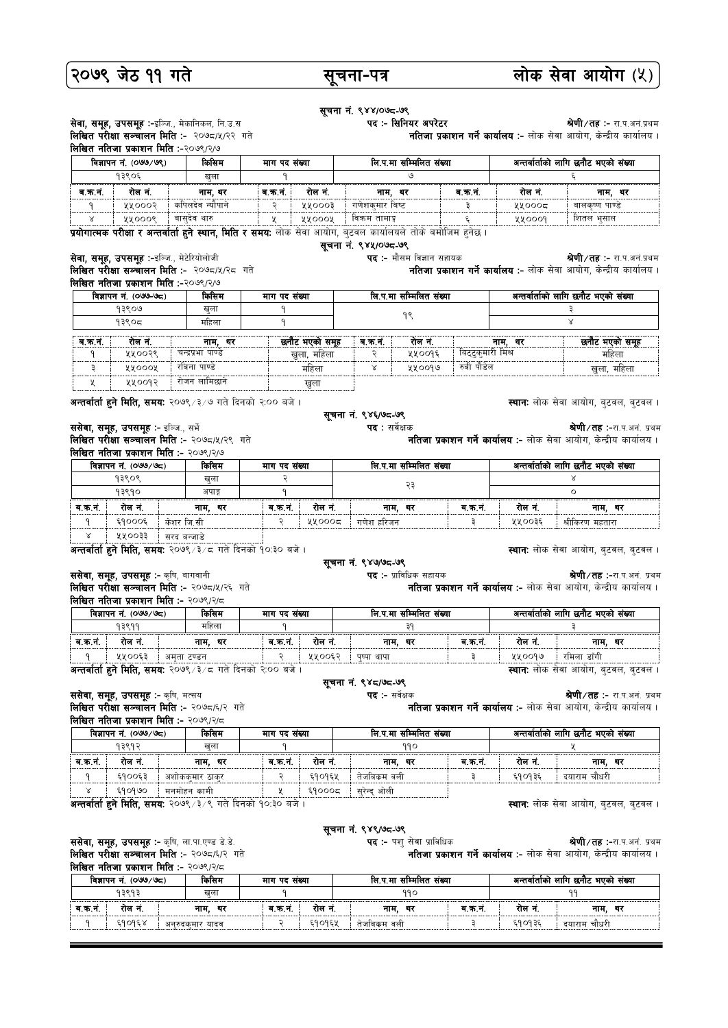## सूचना नं. ९४४/०७८-७९

**सेवा, समूह, उपसमूह :-** इन्जि., मेकानिकल, नि.उ.स
**पद :-** सिनियर अपरेटर
**श्रेणी/तह :-** रा.प.अनं.प्रथम
**लिखित परीक्षा सञ्चालन मिति :-** २०७८/५/२२ गते
**नतिजा प्रकाशन गर्ने कार्यालय :-** लोक सेवा आयोग, केन्द्रीय कार्यालय ।
**लिखित नतिजा प्रकाशन मिति :-** २०७९/२/७

| विज्ञापन नं. (०७७/७९) | किसिम | माग पद संख्या | लि.प.मा सम्मिलित संख्या | अन्तर्वार्ताको लागि छनौट भएको संख्या |
|---|---|---|---|---|
| १३९०६ | खुला | १ | ७ | ६ |

| ब.क्र.नं. | रोल नं. | नाम, थर | ब.क्र.नं. | रोल नं. | नाम, थर | ब.क्र.नं. | रोल नं. | नाम, थर |
|---|---|---|---|---|---|---|---|---|
| १ | ५५०००२ | कपिलदेव न्यौपाने | २ | ५५०००३ | गणेशकुमार विष्ट | ३ | ५५०००८ | बालकृष्ण पाण्डे |
| ४ | ५५०००९ | वासुदेव थारु | ५ | ५५०००५ | विक्रम तामाङ | ६ | ५५०००१ | शितल भुसाल |

**प्रयोगात्मक परीक्षा र अन्तर्वार्ता हुने स्थान, मिति र समयः** लोक सेवा आयोग, बुटवल कार्यालयले तोके बमोजिम हुनेछ ।

## सूचना नं. ९४५/०७८-७९

**सेवा, समूह, उपसमूह :-** इन्जि., मेटेरियोलोजी
**पद :-** मौसम विज्ञान सहायक
**श्रेणी/तह :-** रा.प.अनं.प्रथम
**लिखित परीक्षा सञ्चालन मिति :-** २०७८/५/२८ गते
**नतिजा प्रकाशन गर्ने कार्यालय :-** लोक सेवा आयोग, केन्द्रीय कार्यालय ।
**लिखित नतिजा प्रकाशन मिति :-** २०७९/२/७

| विज्ञापन नं. (०७७-७८) | किसिम | माग पद संख्या | लि.प.मा सम्मिलित संख्या | अन्तर्वार्ताको लागि छनौट भएको संख्या |
|---|---|---|---|---|
| १३९०७ | खुला | १ | १९ | ३ |
| १३९०८ | महिला | १ | | ४ |

| ब.क्र.नं. | रोल नं. | नाम, थर | छनौट भएको समूह | ब.क्र.नं. | रोल नं. | नाम, थर | छनौट भएको समूह |
|---|---|---|---|---|---|---|---|
| १ | ५५००२९ | चन्द्रप्रभा पाण्डे | खुला, महिला | २ | ५५००१६ | विदुकुमारी मिश्र | महिला |
| ३ | ५५०००५ | रविना पाण्डे | महिला | ४ | ५५००१७ | रुवी पौडेल | खुला, महिला |
| ५ | ५५००१२ | रोजन लामिछाने | खुला | | | | |

**अन्तर्वार्ता हुने मिति, समयः** २०७९/३/७ गते दिनको २:०० बजे ।
**स्थानः** लोक सेवा आयोग, बुटवल, बुटवल ।

## सूचना नं. ९४६/७८-७९

**ससेवा, समूह, उपसमूह :-** इन्जि., सर्भे
**पद :** सर्वेक्षक
**श्रेणी/तह :-**रा.प.अनं. प्रथम
**लिखित परीक्षा सञ्चालन मिति :-** २०७८/५/२९ गते
**नतिजा प्रकाशन गर्ने कार्यालय :-** लोक सेवा आयोग, केन्द्रीय कार्यालय ।
**लिखित नतिजा प्रकाशन मिति :-** २०७९/२/७

| विज्ञापन नं. (०७७/७८) | किसिम | माग पद संख्या | लि.प.मा सम्मिलित संख्या | अन्तर्वार्ताको लागि छनौट भएको संख्या |
|---|---|---|---|---|
| १३९०९ | खुला | २ | २३ | ४ |
| १३९१० | अपाङ्ग | १ | | ० |

| ब.क्र.नं. | रोल नं. | नाम, थर | ब.क्र.नं. | रोल नं. | नाम, थर | ब.क्र.नं. | रोल नं. | नाम, थर |
|---|---|---|---|---|---|---|---|---|
| १ | ६१०००६ | केशर जि.सी | २ | ५५०००८ | गणेश हरिजन | ३ | ५५००३६ | श्रीकिरण महतारा |
| ४ | ५५००३३ | सरद बन्जाडे | | | | | | |

**अन्तर्वार्ता हुने मिति, समयः** २०७९/३/८ गते दिनको १०:३० बजे ।
**स्थानः** लोक सेवा आयोग, बुटवल, बुटवल ।

## सूचना नं. ९४७/७८-७९

**ससेवा, समूह, उपसमूह :-** कृषि, बागवानी
**पद :-** प्राविधिक सहायक
**श्रेणी/तह :-**रा.प.अनं. प्रथम
**लिखित परीक्षा सञ्चालन मिति :-** २०७८/५/२६ गते
**नतिजा प्रकाशन गर्ने कार्यालय :-** लोक सेवा आयोग, केन्द्रीय कार्यालय ।
**लिखित नतिजा प्रकाशन मिति :-** २०७९/२/८

| विज्ञापन नं. (०७७/७८) | किसिम | माग पद संख्या | लि.प.मा सम्मिलित संख्या | अन्तर्वार्ताको लागि छनौट भएको संख्या |
|---|---|---|---|---|
| १३९११ | महिला | १ | ३१ | ३ |

| ब.क्र.नं. | रोल नं. | नाम, थर | ब.क्र.नं. | रोल नं. | नाम, थर | ब.क्र.नं. | रोल नं. | नाम, थर |
|---|---|---|---|---|---|---|---|---|
| १ | ५५००६३ | अमृता टण्डन | २ | ५५००६२ | पुष्पा थापा | ३ | ५५००१७ | रमिला डाँगी |

**अन्तर्वार्ता हुने मिति, समयः** २०७९/३/८ गते दिनको २:०० बजे ।
**स्थानः** लोक सेवा आयोग, बुटवल, बुटवल ।

## सूचना नं. ९४८/७८-७९

**ससेवा, समूह, उपसमूह :-** कृषि, मत्स्य
**पद :-** सर्वेक्षक
**श्रेणी/तह :-** रा.प.अनं. प्रथम
**लिखित परीक्षा सञ्चालन मिति :-** २०७८/६/२ गते
**नतिजा प्रकाशन गर्ने कार्यालय :-** लोक सेवा आयोग, केन्द्रीय कार्यालय ।
**लिखित नतिजा प्रकाशन मिति :-** २०७९/२/८

| विज्ञापन नं. (०७७/७८) | किसिम | माग पद संख्या | लि.प.मा सम्मिलित संख्या | अन्तर्वार्ताको लागि छनौट भएको संख्या |
|---|---|---|---|---|
| १३९१२ | खुला | १ | ११० | ५ |

| ब.क्र.नं. | रोल नं. | नाम, थर | ब.क्र.नं. | रोल नं. | नाम, थर | ब.क्र.नं. | रोल नं. | नाम, थर |
|---|---|---|---|---|---|---|---|---|
| १ | ६१००६३ | अशोककुमार ठाकुर | २ | ६१०१६५ | तेजविक्रम वली | ३ | ६१०१३६ | दयाराम चौधरी |
| ४ | ६१०१७० | मनमोहन कामी | ५ | ६१०००८ | सुरेन्द्र ओली | | | |

**अन्तर्वार्ता हुने मिति, समयः** २०७९/३/९ गते दिनको १०:३० बजे ।
**स्थानः** लोक सेवा आयोग, बुटवल, बुटवल ।

## सूचना नं. ९४९/७८-७९

**ससेवा, समूह, उपसमूह :-** कृषि, ला.पा.एण्ड डे.डे.
**पद :-** पशु सेवा प्राविधिक
**श्रेणी/तह :-**रा.प.अनं. प्रथम
**लिखित परीक्षा सञ्चालन मिति :-** २०७८/६/२ गते
**नतिजा प्रकाशन गर्ने कार्यालय :-** लोक सेवा आयोग, केन्द्रीय कार्यालय ।
**लिखित नतिजा प्रकाशन मिति :-** २०७९/२/८

| विज्ञापन नं. (०७७/७८) | किसिम | माग पद संख्या | लि.प.मा सम्मिलित संख्या | अन्तर्वार्ताको लागि छनौट भएको संख्या |
|---|---|---|---|---|
| १३९१३ | खुला | १ | ११० | ११ |

| ब.क्र.नं. | रोल नं. | नाम, थर | ब.क्र.नं. | रोल नं. | नाम, थर | ब.क्र.नं. | रोल नं. | नाम, थर |
|---|---|---|---|---|---|---|---|---|
| १ | ६१०१६४ | अनुरुदकुमार यादव | २ | ६१०१६५ | तेजविक्रम वली | ३ | ६१०१३६ | दयाराम चौधरी |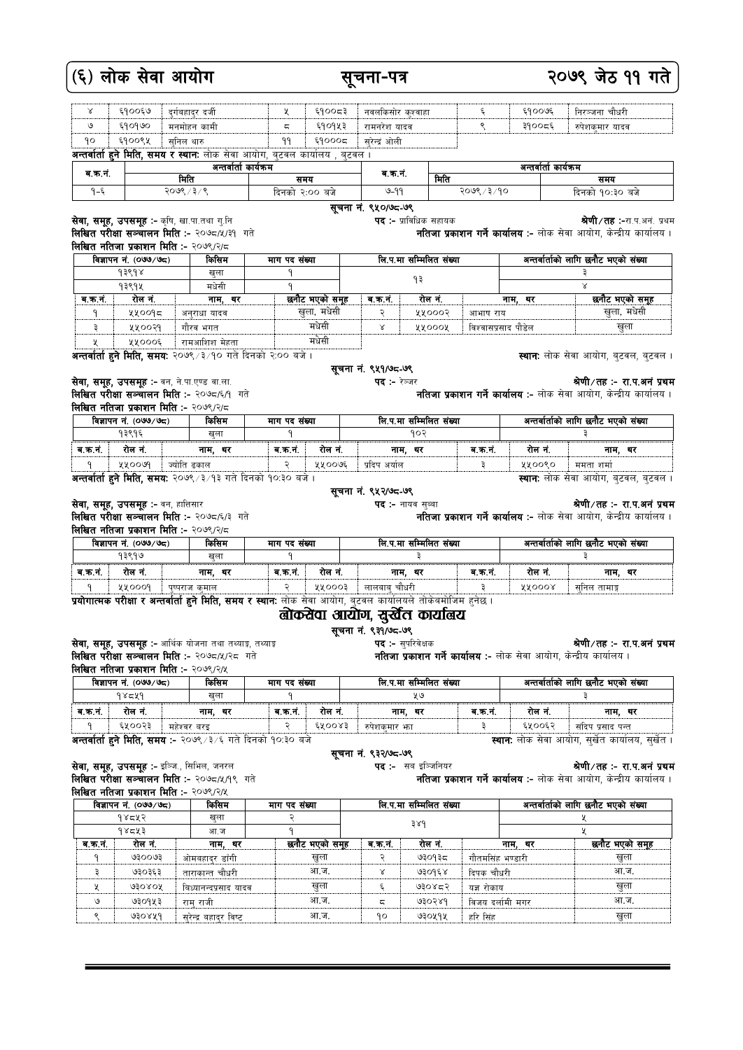| ४ | ६१००६७ | दुर्गबहादुर दर्जी | ५ | ६१००८३ | नवलकिसोर कुशवाहा | ६ | ६१००७६ | निरञ्जना चौधरी |
|---|---|---|---|---|---|---|---|---|
| ७ | ६१०१७० | मनमोहन कामी | ८ | ६१०१५३ | रामनरेश यादव | ९ | ३१००८६ | रुपेशकुमार यादव |
| १० | ६१००९५ | सुनिल थारु | ११ | ६१०००८ | सुरेन्द्र ओली | | | |

**अन्तर्वार्ता हुने मिति, समय र स्थान:** लोक सेवा आयोग, बुटवल कार्यालय , बुटवल ।

| ब.क.नं. | अन्तर्वार्ता कार्यक्रम | | ब.क.नं. | अन्तर्वार्ता कार्यक्रम | |
|---|---|---|---|---|---|
| | मिति | समय | | मिति | समय |
| १-६ | २०७९/३/९ | दिनको २:०० बजे | ७-११ | २०७९/३/१० | दिनको १०:३० बजे |

### सूचना नं. ९५०/७८-७९

**सेवा, समूह, उपसमूह :-** कृषि, खा.पा.तथा गु.नि **पद :-** प्राविधिक सहायक **श्रेणी/तह :-** रा.प.अनं. प्रथम
**लिखित परीक्षा सञ्चालन मिति :-** २०७८/५/३१ गते **नतिजा प्रकाशन गर्ने कार्यालय :-** लोक सेवा आयोग, केन्द्रीय कार्यालय ।
**लिखित नतिजा प्रकाशन मिति :-** २०७९/२/८

| विज्ञापन नं. (०७७/७८) | किसिम | माग पद संख्या | लि.प.मा सम्मिलित संख्या | अन्तर्वार्ताको लागि छनौट भएको संख्या |
|---|---|---|---|---|
| १३९१४ | खुला | १ | १३ | ३ |
| १३९१५ | मधेसी | १ | | ४ |

| ब.क.नं. | रोल नं. | नाम, थर | छनौट भएको समूह | ब.क.नं. | रोल नं. | नाम, थर | छनौट भएको समूह |
|---|---|---|---|---|---|---|---|
| १ | ५५००१८ | अनुराधा यादव | खुला, मधेसी | २ | ५५०००२ | आभाष राय | खुला, मधेसी |
| ३ | ५५००२१ | गौरव भगत | मधेसी | ४ | ५५०००५ | विश्वासप्रसाद पौडेल | खुला |
| ५ | ५५०००६ | रामआशिश मेहता | मधेसी | | | | |

**अन्तर्वार्ता हुने मिति, समय:** २०७९/३/१० गते दिनको २:०० बजे । **स्थान:** लोक सेवा आयोग, बुटवल, बुटवल ।

### सूचना नं. ९५१/७८-७९

**सेवा, समूह, उपसमूह :-** वन, ने.पा.एण्ड वा.ला. **पद :-** रेन्जर **श्रेणी/तह :-** रा.प.अनं प्रथम
**लिखित परीक्षा सञ्चालन मिति :-** २०७८/६/१ गते **नतिजा प्रकाशन गर्ने कार्यालय :-** लोक सेवा आयोग, केन्द्रीय कार्यालय ।
**लिखित नतिजा प्रकाशन मिति :-** २०७९/२/८

| विज्ञापन नं. (०७७/७८) | किसिम | माग पद संख्या | लि.प.मा सम्मिलित संख्या | अन्तर्वार्ताको लागि छनौट भएको संख्या |
|---|---|---|---|---|
| १३९१६ | खुला | १ | १०२ | ३ |

| ब.क.नं. | रोल नं. | नाम, थर | ब.क.नं. | रोल नं. | नाम, थर | ब.क.नं. | रोल नं. | नाम, थर |
|---|---|---|---|---|---|---|---|---|
| १ | ५५००७१ | ज्योति ढकाल | २ | ५५००७६ | प्रदिप अर्याल | ३ | ५५००९० | ममता शर्मा |

**अन्तर्वार्ता हुने मिति, समय:** २०७९/३/१३ गते दिनको १०:३० बजे । **स्थान:** लोक सेवा आयोग, बुटवल, बुटवल ।

### सूचना नं. ९५२/७८-७९

**सेवा, समूह, उपसमूह :-** वन, हात्तिसार **पद :-** नायब सुब्बा **श्रेणी/तह :-** रा.प.अनं प्रथम
**लिखित परीक्षा सञ्चालन मिति :-** २०७८/६/३ गते **नतिजा प्रकाशन गर्ने कार्यालय :-** लोक सेवा आयोग, केन्द्रीय कार्यालय ।
**लिखित नतिजा प्रकाशन मिति :-** २०७९/२/८

| विज्ञापन नं. (०७७/७८) | किसिम | माग पद संख्या | लि.प.मा सम्मिलित संख्या | अन्तर्वार्ताको लागि छनौट भएको संख्या |
|---|---|---|---|---|
| १३९१७ | खुला | १ | ३ | ३ |

| ब.क.नं. | रोल नं. | नाम, थर | ब.क.नं. | रोल नं. | नाम, थर | ब.क.नं. | रोल नं. | नाम, थर |
|---|---|---|---|---|---|---|---|---|
| १ | ५५०००१ | पुष्पराज कुमाल | २ | ५५०००३ | लालबाबु चौधरी | ३ | ५५०००४ | सुनिल तामाङ |

**प्रयोगात्मक परीक्षा र अन्तर्वार्ता हुने मिति, समय र स्थान:** लोक सेवा आयोग, बुटवल कार्यालयले तोकेबमोजिम हुनेछ ।

## लोकसेवा आयोग, सुर्खेत कार्यालय

### सूचना नं. ९३१/७८-७९

**सेवा, समूह, उपसमूह :-** आर्थिक योजना तथा तथ्याङ्क, तथ्याङ्क **पद :-** सुपरिवेक्षक **श्रेणी/तह :-** रा.प.अनं प्रथम
**लिखित परीक्षा सञ्चालन मिति :-** २०७८/५/२८ गते **नतिजा प्रकाशन गर्ने कार्यालय :-** लोक सेवा आयोग, केन्द्रीय कार्यालय ।
**लिखित नतिजा प्रकाशन मिति :-** २०७९/२/५

| विज्ञापन नं. (०७७/७८) | किसिम | माग पद संख्या | लि.प.मा सम्मिलित संख्या | अन्तर्वार्ताको लागि छनौट भएको संख्या |
|---|---|---|---|---|
| १४८५१ | खुला | १ | ५७ | ३ |

| ब.क.नं. | रोल नं. | नाम, थर | ब.क.नं. | रोल नं. | नाम, थर | ब.क.नं. | रोल नं. | नाम, थर |
|---|---|---|---|---|---|---|---|---|
| १ | ६५००२३ | महेश्वर बरइ | २ | ६५००४३ | रुपेशकुमार झा | ३ | ६५००६२ | संदिप प्रसाद पन्त |

**अन्तर्वार्ता हुने मिति, समय :-** २०७९/३/६ गते दिनको १०:३० बजे **स्थान:** लोक सेवा आयोग, सुर्खेत कार्यालय, सुर्खेत ।

### सूचना नं. ९३२/७८-७९

**सेवा, समूह, उपसमूह :-** इन्जि., सिभिल, जनरल **पद :-** सब इन्जिनियर **श्रेणी/तह :-** रा.प.अनं प्रथम
**लिखित परीक्षा सञ्चालन मिति :-** २०७८/५/१९ गते **नतिजा प्रकाशन गर्ने कार्यालय :-** लोक सेवा आयोग, केन्द्रीय कार्यालय ।
**लिखित नतिजा प्रकाशन मिति :-** २०७९/२/५

| विज्ञापन नं. (०७७/७८) | किसिम | माग पद संख्या | लि.प.मा सम्मिलित संख्या | अन्तर्वार्ताको लागि छनौट भएको संख्या |
|---|---|---|---|---|
| १४८५२ | खुला | २ | ३४१ | ५ |
| १४८५३ | आ.ज | १ | | ५ |

| ब.क.नं. | रोल नं. | नाम, थर | छनौट भएको समूह | ब.क.नं. | रोल नं. | नाम, थर | छनौट भएको समूह |
|---|---|---|---|---|---|---|---|
| १ | ७३००७३ | ओमबहादुर डांगी | खुला | २ | ७३०१३८ | गौतमसिंह भण्डारी | खुला |
| ३ | ७३०३६३ | ताराकान्त चौधरी | आ.ज. | ४ | ७३०१६४ | दिपक चौधरी | आ.ज. |
| ५ | ७३०४०५ | विध्यानन्दप्रसाद यादव | खुला | ६ | ७३०४८२ | यज्ञ रोकाय | खुला |
| ७ | ७३०१५३ | रामु राजी | आ.ज. | ८ | ७३०२४१ | विजय दर्लामी मगर | आ.ज. |
| ९ | ७३०४५१ | सरेन्द्र बहादुर विष्ट | आ.ज. | १० | ७३०५१५ | हरि सिंह | खुला |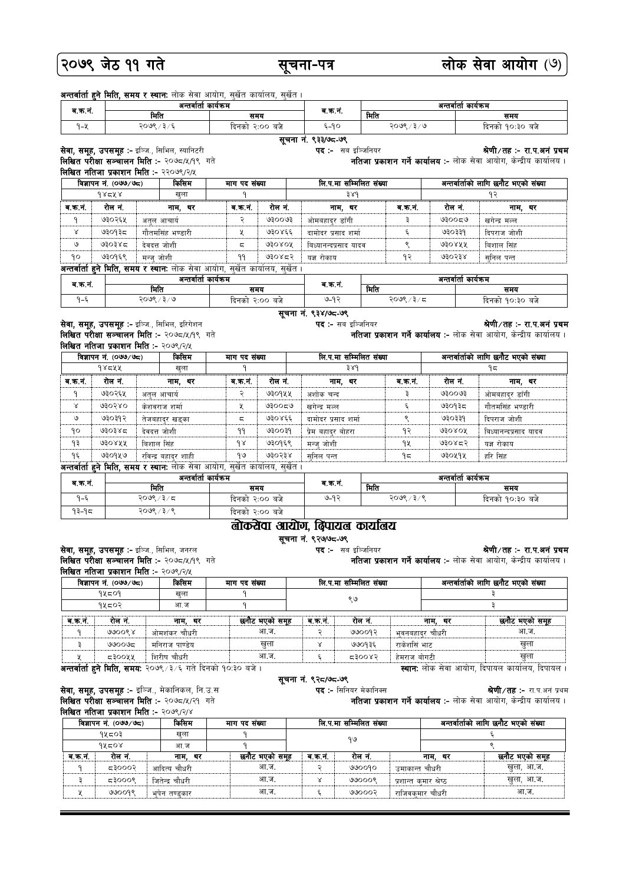**अन्तर्वार्ता हुने मिति, समय र स्थान:** लोक सेवा आयोग, सुर्खेत कार्यालय, सुर्खेत ।

| ब.क्र.नं. | अन्तर्वार्ता कार्यक्रम | | ब.क्र.नं. | अन्तर्वार्ता कार्यक्रम | |
|---|---|---|---|---|---|
| | मिति | समय | | मिति | समय |
| १-५ | २०७९/३/६ | दिनको २:०० बजे | ६-१० | २०७९/३/७ | दिनको १०:३० बजे |

### सूचना नं. ९३३/७८-७९

**सेवा, समूह, उपसमूह :-** इन्जि., सिभिल, स्यानिटरी
**पद :-** सब इन्जिनियर
**श्रेणी/तह :- रा.प.अनं प्रथम**
**लिखित परीक्षा सञ्चालन मिति :-** २०७८/५/१९ गते
**नतिजा प्रकाशन गर्ने कार्यालय :-** लोक सेवा आयोग, केन्द्रीय कार्यालय ।
**लिखित नतिजा प्रकाशन मिति :-** २२०७९/२/५

| विज्ञापन नं. (०७७/७८) | किसिम | माग पद संख्या | लि.प.मा सम्मिलित संख्या | अन्तर्वार्ताको लागि छनौट भएको संख्या |
|---|---|---|---|---|
| १४८५४ | खुला | १ | ३४१ | १२ |

| ब.क्र.नं. | रोल नं. | नाम, थर | ब.क्र.नं. | रोल नं. | नाम, थर | ब.क्र.नं. | रोल नं. | नाम, थर |
|---|---|---|---|---|---|---|---|---|
| १ | ७३०२६५ | अतुल आचार्य | २ | ७३००७३ | ओमबहादुर डाँगी | ३ | ७३००८७ | खगेन्द्र मल्ल |
| ४ | ७३०१३८ | गौतमसिंह भण्डारी | ५ | ७३०४६६ | दामोदर प्रसाद शर्मा | ६ | ७३०३३१ | दिपराज जोशी |
| ७ | ७३०३४८ | देवदत्त जोशी | ८ | ७३०४०५ | विध्यानन्दप्रसाद यादव | ९ | ७३०४५५ | विशाल सिंह |
| १० | ७३०१६९ | मन्जु जोशी | ११ | ७३०४८२ | यज्ञ रोकाय | १२ | ७३०२३४ | सुनिल पन्त |

**अन्तर्वार्ता हुने मिति, समय र स्थान:** लोक सेवा आयोग, सुर्खेत कार्यालय, सुर्खेत ।

| ब.क्र.नं. | अन्तर्वार्ता कार्यक्रम | | ब.क्र.नं. | अन्तर्वार्ता कार्यक्रम | |
|---|---|---|---|---|---|
| | मिति | समय | | मिति | समय |
| १-६ | २०७९/३/७ | दिनको २:०० बजे | ७-१२ | २०७९/३/८ | दिनको १०:३० बजे |

### सूचना नं. ९३४/७८-७९

**सेवा, समूह, उपसमूह :-** इन्जि., सिभिल, इरिगेशन
**पद :-** सब इन्जिनियर
**श्रेणी/तह :- रा.प.अनं प्रथम**
**लिखित परीक्षा सञ्चालन मिति :-** २०७८/५/१९ गते
**नतिजा प्रकाशन गर्ने कार्यालय :-** लोक सेवा आयोग, केन्द्रीय कार्यालय ।
**लिखित नतिजा प्रकाशन मिति :-** २०७९/२/५

| विज्ञापन नं. (०७७/७८) | किसिम | माग पद संख्या | लि.प.मा सम्मिलित संख्या | अन्तर्वार्ताको लागि छनौट भएको संख्या |
|---|---|---|---|---|
| १४८५५ | खुला | १ | ३४१ | १८ |

| ब.क्र.नं. | रोल नं. | नाम, थर | ब.क्र.नं. | रोल नं. | नाम, थर | ब.क्र.नं. | रोल नं. | नाम, थर |
|---|---|---|---|---|---|---|---|---|
| १ | ७३०२६५ | अतुल आचार्य | २ | ७३०१५५ | अशोक चन्द | ३ | ७३००७३ | ओमबहादुर डाँगी |
| ४ | ७३०२४० | केशवराज शर्मा | ५ | ७३००८७ | खगेन्द्र मल्ल | ६ | ७३०१३८ | गौतमसिंह भण्डारी |
| ७ | ७३०३१२ | तेजबहादुर खड्का | ८ | ७३०४६६ | दामोदर प्रसाद शर्मा | ९ | ७३०३३१ | दिपराज जोशी |
| १० | ७३०३४८ | देवदत्त जोशी | ११ | ७३००३१ | प्रेम बहादुर बोहरा | १२ | ७३०४०५ | विध्यानन्दप्रसाद यादव |
| १३ | ७३०४५५ | विशाल सिंह | १४ | ७३०१६९ | मन्जु जोशी | १५ | ७३०४८२ | यज्ञ रोकाय |
| १६ | ७३०१५७ | रविन्द्र बहादुर शाही | १७ | ७३०२३४ | सुनिल पन्त | १८ | ७३०५१५ | हरि सिंह |

**अन्तर्वार्ता हुने मिति, समय र स्थान:** लोक सेवा आयोग, सुर्खेत कार्यालय, सुर्खेत ।

| ब.क्र.नं. | अन्तर्वार्ता कार्यक्रम | | ब.क्र.नं. | अन्तर्वार्ता कार्यक्रम | |
|---|---|---|---|---|---|
| | मिति | समय | | मिति | समय |
| १-६ | २०७९/३/८ | दिनको २:०० बजे | ७-१२ | २०७९/३/९ | दिनको १०:३० बजे |
| १३-१८ | २०७९/३/९ | दिनको २:०० बजे | | | |

## लोकसेवा आयोग, दिपायल कार्यालय

### सूचना नं. ९२७/७८-७९

**सेवा, समूह, उपसमूह :-** इन्जि., सिभिल, जनरल
**पद :-** सब इन्जिनियर
**श्रेणी/तह :- रा.प.अनं प्रथम**
**लिखित परीक्षा सञ्चालन मिति :-** २०७८/५/१९ गते
**नतिजा प्रकाशन गर्ने कार्यालय :-** लोक सेवा आयोग, केन्द्रीय कार्यालय ।
**लिखित नतिजा प्रकाशन मिति :-** २०७९/२/५

| विज्ञापन नं. (०७७/७८) | किसिम | माग पद संख्या | लि.प.मा सम्मिलित संख्या | अन्तर्वार्ताको लागि छनौट भएको संख्या |
|---|---|---|---|---|
| १५८०१ | खुला | १ | ९७ | ३ |
| १५८०२ | आ.ज | १ | | ३ |

| ब.क्र.नं. | रोल नं. | नाम, थर | छनौट भएको समूह | ब.क्र.नं. | रोल नं. | नाम, थर | छनौट भएको समूह |
|---|---|---|---|---|---|---|---|
| १ | ७७००९४ | ओमशंकर चौधरी | आ.ज. | २ | ७७००१२ | भुवनबहादुर चौधरी | आ.ज. |
| ३ | ७७००७८ | मनिराज पाण्डेय | खुला | ४ | ७७०१३६ | राकेशसिं भाट | खुला |
| ५ | ८३००५५ | शिरीष चौधरी | आ.ज. | ६ | ८३००४२ | हेमराज बोगटी | खुला |

**अन्तर्वार्ता हुने मिति, समय:** २०७९/३/६ गते दिनको १०:३० बजे । **स्थान:** लोक सेवा आयोग, दिपायल कार्यालय, दिपायल ।

### सूचना नं. ९२८/७८-७९

**सेवा, समूह, उपसमूह :-** इन्जि., मेकानिकल, नि.उ.स
**पद :-** सिनियर मेकानिक्स
**श्रेणी/तह :-** रा.प.अनं प्रथम
**लिखित परीक्षा सञ्चालन मिति :-** २०७८/५/२१ गते
**नतिजा प्रकाशन गर्ने कार्यालय :-** लोक सेवा आयोग, केन्द्रीय कार्यालय ।
**लिखित नतिजा प्रकाशन मिति :-** २०७९/२/४

| विज्ञापन नं. (०७७/७८) | किसिम | माग पद संख्या | लि.प.मा सम्मिलित संख्या | अन्तर्वार्ताको लागि छनौट भएको संख्या |
|---|---|---|---|---|
| १५८०३ | खुला | १ | १७ | ६ |
| १५८०४ | आ.ज | १ | | ९ |

| ब.क्र.नं. | रोल नं. | नाम, थर | छनौट भएको समूह | ब.क्र.नं. | रोल नं. | नाम, थर | छनौट भएको समूह |
|---|---|---|---|---|---|---|---|
| १ | ८३०००२ | आदित्य चौधरी | आ.ज. | २ | ७७००१० | उमाकान्त चौधरी | खुला, आ.ज. |
| ३ | ८३०००९ | जितेन्द्र चौधरी | आ.ज. | ४ | ७७०००९ | प्रशान्त कुमार श्रेष्ठ | खुला, आ.ज. |
| ५ | ७७००१९ | भुपेन तण्डुकार | आ.ज. | ६ | ७७०००२ | राजिवकुमार चौधरी | आ.ज. |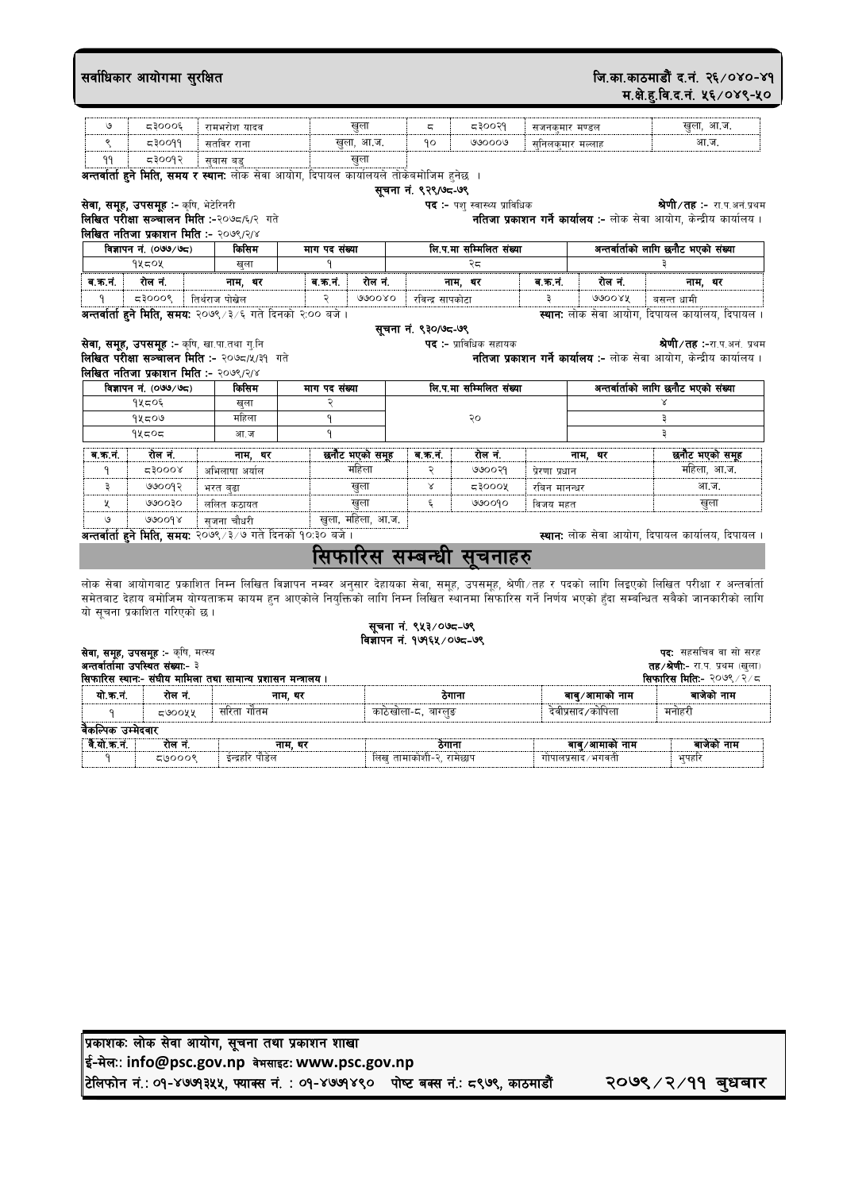| | | | | | | |
|---|---|---|---|---|---|---|
| ७ | ८३०००६ | रामभरोश यादव | खुला | ८ | ८३००२१ | सजनकुमार मण्डल | खुला, आ.ज. |
| ९ | ८३००११ | सतविर राना | खुला, आ.ज. | १० | ७७०००७ | सुनिलकुमार मल्लाह | आ.ज. |
| ११ | ८३००१२ | सुवास वडु | खुला | | | | |

**अन्तर्वार्ता हुने मिति, समय र स्थान:** लोक सेवा आयोग, दिपायल कार्यालयले तोकेबमोजिम हुनेछ ।

**सूचना नं. ९२९/७८-७९**

**सेवा, समूह, उपसमूह :-** कृषि, भेटेरिनरी **पद :-** पशु स्वास्थ्य प्राविधिक **श्रेणी/तह :-** रा.प.अनं.प्रथम

**लिखित परीक्षा सञ्चालन मिति :-**२०७८/६/२ गते **नतिजा प्रकाशन गर्ने कार्यालय :-** लोक सेवा आयोग, केन्द्रीय कार्यालय ।

**लिखित नतिजा प्रकाशन मिति :-** २०७९/२/४

| विज्ञापन नं. (०७७/७८) | किसिम | माग पद संख्या | लि.प.मा सम्मिलित संख्या | अन्तर्वार्ताको लागि छनौट भएको संख्या |
|---|---|---|---|---|
| १५८०५ | खुला | १ | २८ | ३ |

| क्र.नं. | रोल नं. | नाम, थर | क्र.नं. | रोल नं. | नाम, थर | क्र.नं. | रोल नं. | नाम, थर |
|---|---|---|---|---|---|---|---|---|
| १ | ८३०००९ | तिर्थराज पोखेल | २ | ७७००४० | रविन्द्र सापकोटा | ३ | ७७००४५ | बसन्त धामी |

**अन्तर्वार्ता हुने मिति, समय:** २०७९/३/६ गते दिनको २:०० बजे । **स्थान:** लोक सेवा आयोग, दिपायल कार्यालय, दिपायल ।

**सूचना नं. ९३०/७८-७९**

**सेवा, समूह, उपसमूह :-** कृषि, खा.पा.तथा गु.नि **पद :-** प्राविधिक सहायक **श्रेणी/तह :-**रा.प.अनं. प्रथम

**लिखित परीक्षा सञ्चालन मिति :-** २०७८/५/३१ गते **नतिजा प्रकाशन गर्ने कार्यालय :-** लोक सेवा आयोग, केन्द्रीय कार्यालय ।

**लिखित नतिजा प्रकाशन मिति :-** २०७९/२/४

| विज्ञापन नं. (०७७/७८) | किसिम | माग पद संख्या | लि.प.मा सम्मिलित संख्या | अन्तर्वार्ताको लागि छनौट भएको संख्या |
|---|---|---|---|---|
| १५८०६ | खुला | २ | २० | ४ |
| १५८०७ | महिला | १ | | ३ |
| १५८०८ | आ.ज | १ | | ३ |

| क्र.नं. | रोल नं. | नाम, थर | छनौट भएको समूह | क्र.नं. | रोल नं. | नाम, थर | छनौट भएको समूह |
|---|---|---|---|---|---|---|---|
| १ | ८३०००४ | अभिलाषा अर्याल | महिला | २ | ७७००२१ | प्रेरणा प्रधान | महिला, आ.ज. |
| ३ | ७७००१२ | भरत बुढा | खुला | ४ | ८३०००५ | रविन मानन्धर | आ.ज. |
| ५ | ७७००३० | ललित कठायत | खुला | ६ | ७७००१० | विजय महत | खुला |
| ७ | ७७००१४ | सुजना चौधरी | खुला, महिला, आ.ज. | | | | |

**अन्तर्वार्ता हुने मिति, समय:** २०७९/३/७ गते दिनको १०:३० बजे । **स्थान:** लोक सेवा आयोग, दिपायल कार्यालय, दिपायल ।

## सिफारिस सम्बन्धी सूचनाहरु

लोक सेवा आयोगबाट प्रकाशित निम्न लिखित विज्ञापन नम्बर अनुसार देहायका सेवा, समूह, उपसमूह, श्रेणी/तह र पदको लागि लिइएको लिखित परीक्षा र अन्तर्वार्ता समेतबाट देहाय बमोजिम योग्यताक्रम कायम हुन आएकोले नियुक्तिको लागि निम्न लिखित स्थानमा सिफारिस गर्ने निर्णय भएको हुँदा सम्बन्धित सबैको जानकारीको लागि यो सूचना प्रकाशित गरिएको छ ।

**सूचना नं. ९५३/०७८-७९**
**विज्ञापन नं. १७१६५/०७८-७९**

**सेवा, समूह, उपसमूह :-** कृषि, मत्स्य **पद:** सहसचिव वा सो सरह

**अन्तर्वार्तामा उपस्थित संख्या:-** ३ **तह/श्रेणी:-** रा.प. प्रथम (खुला)

**सिफारिस स्थान:-** संघीय मामिला तथा सामान्य प्रशासन मन्त्रालय । **सिफारिस मिति:-** २०७९/२/८

| यो.क्र.नं. | रोल नं. | नाम, थर | ठेगाना | बाबु/आमाको नाम | बाजेको नाम |
|---|---|---|---|---|---|
| १ | ८७००५५ | सरिता गौतम | काठेखोला-८, बाग्लुङ | देवीप्रसाद/कोपिला | मनोहरी |

**वैकल्पिक उम्मेदवार**

| वै.यो.क्र.नं. | रोल नं. | नाम, थर | ठेगाना | बाबु/आमाको नाम | बाजेको नाम |
|---|---|---|---|---|---|
| १ | ८७०००९ | इन्द्रहरि पौडेल | लिखु तामाकोशी-२, रामेछाप | गोपालप्रसाद/भगवती | भुपहरि |